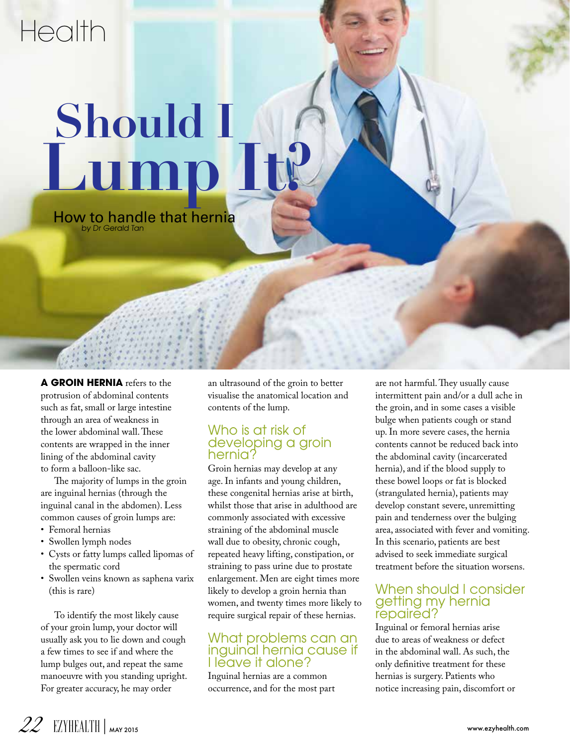Health

# Should I Lump It?

## How to handle that hernia

*by Dr Gerald Tan*

**A GROIN HERNIA** refers to the protrusion of abdominal contents such as fat, small or large intestine through an area of weakness in the lower abdominal wall. These contents are wrapped in the inner lining of the abdominal cavity to form a balloon-like sac.

The majority of lumps in the groin are inguinal hernias (through the inguinal canal in the abdomen). Less common causes of groin lumps are:

- Femoral hernias
- Swollen lymph nodes
- Cysts or fatty lumps called lipomas of the spermatic cord
- Swollen veins known as saphena varix (this is rare)

To identify the most likely cause of your groin lump, your doctor will usually ask you to lie down and cough a few times to see if and where the lump bulges out, and repeat the same manoeuvre with you standing upright. For greater accuracy, he may order an ultrasound of the groin to better visualise the anatomical location and contents of the lump.

### Who is at risk of developing a groin hernia?

Groin hernias may develop at any age. In infants and young children, these congenital hernias arise at birth, whilst those that arise in adulthood are commonly associated with excessive straining of the abdominal muscle wall due to obesity, chronic cough, repeated heavy lifting, constipation, or straining to pass urine due to prostate enlargement. Men are eight times more likely to develop a groin hernia than women, and twenty times more likely to require surgical repair of these hernias.

### What problems can an inguinal hernia cause if I leave it alone?

Inguinal hernias are a common occurrence, and for the most part are not harmful. They usually cause intermittent pain and/or a dull ache in the groin, and in some cases a visible bulge when patients cough or stand up. In more severe cases, the hernia contents cannot be reduced back into the abdominal cavity (incarcerated hernia), and if the blood supply to these bowel loops or fat is blocked (strangulated hernia), patients may develop constant severe, unremitting pain and tenderness over the bulging area, associated with fever and vomiting. In this scenario, patients are best advised to seek immediate surgical treatment before the situation worsens.

### When should I consider getting my hernia repaired?

Inguinal or femoral hernias arise due to areas of weakness or defect in the abdominal wall. As such, the only definitive treatment for these hernias is surgery. Patients who notice increasing pain, discomfort or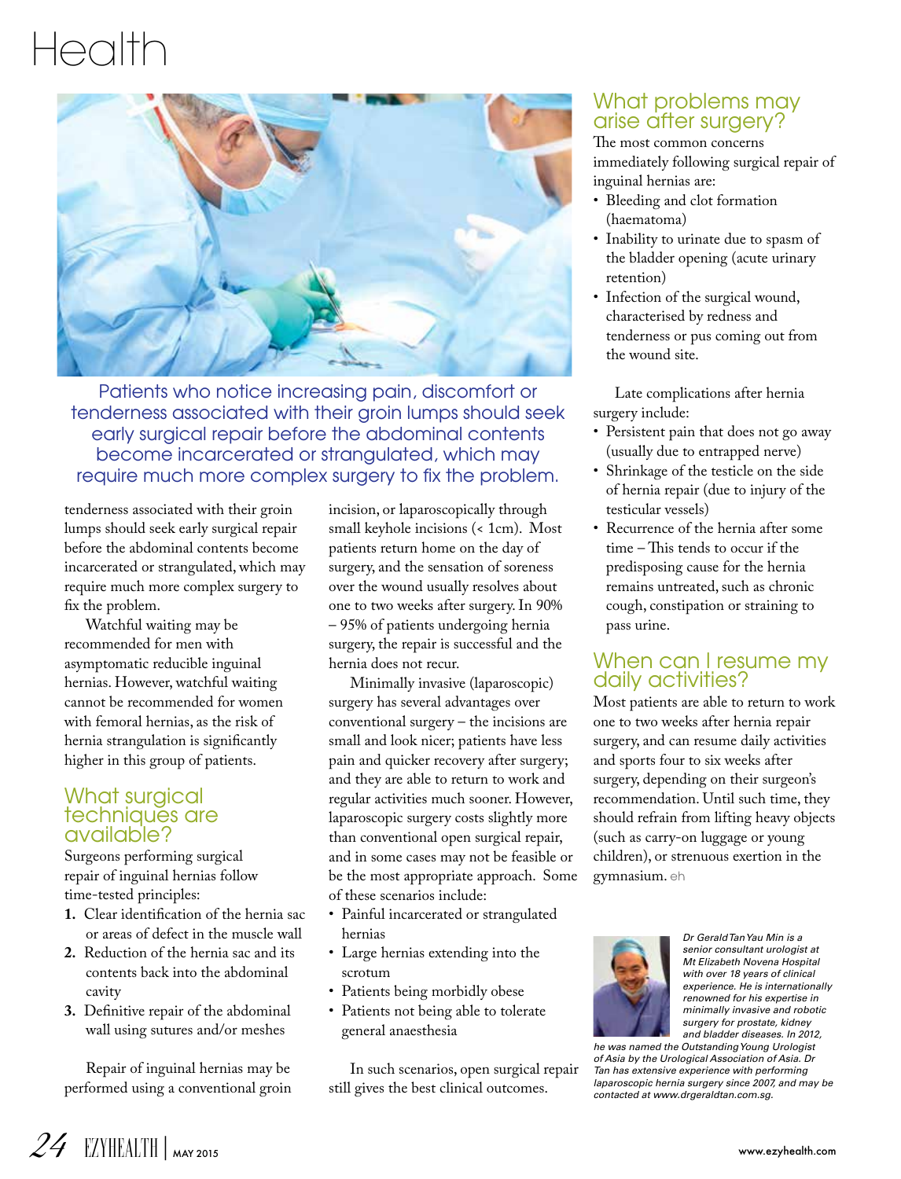Patients who notice increasing pain, discomfort or tenderness associated with their groin lumps should seek early surgical repair before the abdominal contents become incarcerated or strangulated, which may require much more complex surgery to fix the problem.

tenderness associated with their groin lumps should seek early surgical repair before the abdominal contents become incarcerated or strangulated, which may require much more complex surgery to fix the problem.

Watchful waiting may be recommended for men with asymptomatic reducible inguinal hernias. However, watchful waiting cannot be recommended for women with femoral hernias, as the risk of hernia strangulation is significantly higher in this group of patients.

## What surgical techniques are available?

Surgeons performing surgical repair of inguinal hernias follow time-tested principles:

1. Clear identification of the hernia sac or areas of defect in the muscle wall
2. Reduction of the hernia sac and its contents back into the abdominal cavity
3. Definitive repair of the abdominal wall using sutures and/or meshes

Repair of inguinal hernias may be performed using a conventional groin incision, or laparoscopically through small keyhole incisions (< 1cm). Most patients return home on the day of surgery, and the sensation of soreness over the wound usually resolves about one to two weeks after surgery. In 90% – 95% of patients undergoing hernia surgery, the repair is successful and the hernia does not recur.

Minimally invasive (laparoscopic) surgery has several advantages over conventional surgery – the incisions are small and look nicer; patients have less pain and quicker recovery after surgery; and they are able to return to work and regular activities much sooner. However, laparoscopic surgery costs slightly more than conventional open surgical repair, and in some cases may not be feasible or be the most appropriate approach. Some of these scenarios include:

- Painful incarcerated or strangulated hernias
- Large hernias extending into the scrotum
- Patients being morbidly obese
- Patients not being able to tolerate general anaesthesia

In such scenarios, open surgical repair still gives the best clinical outcomes.

## What problems may arise after surgery?

The most common concerns immediately following surgical repair of inguinal hernias are:

- Bleeding and clot formation (haematoma)
- Inability to urinate due to spasm of the bladder opening (acute urinary retention)
- Infection of the surgical wound, characterised by redness and tenderness or pus coming out from the wound site.

Late complications after hernia surgery include:

- Persistent pain that does not go away (usually due to entrapped nerve)
- Shrinkage of the testicle on the side of hernia repair (due to injury of the testicular vessels)
- Recurrence of the hernia after some time – This tends to occur if the predisposing cause for the hernia remains untreated, such as chronic cough, constipation or straining to pass urine.

## When can I resume my daily activities?

Most patients are able to return to work one to two weeks after hernia repair surgery, and can resume daily activities and sports four to six weeks after surgery, depending on their surgeon's recommendation. Until such time, they should refrain from lifting heavy objects (such as carry-on luggage or young children), or strenuous exertion in the gymnasium. eh

*Dr Gerald Tan Yau Min is a senior consultant urologist at Mt Elizabeth Novena Hospital with over 18 years of clinical experience. He is internationally renowned for his expertise in minimally invasive and robotic surgery for prostate, kidney and bladder diseases. In 2012, he was named the Outstanding Young Urologist of Asia by the Urological Association of Asia. Dr Tan has extensive experience with performing laparoscopic hernia surgery since 2007, and may be contacted at www.drgeraldtan.com.sg.*